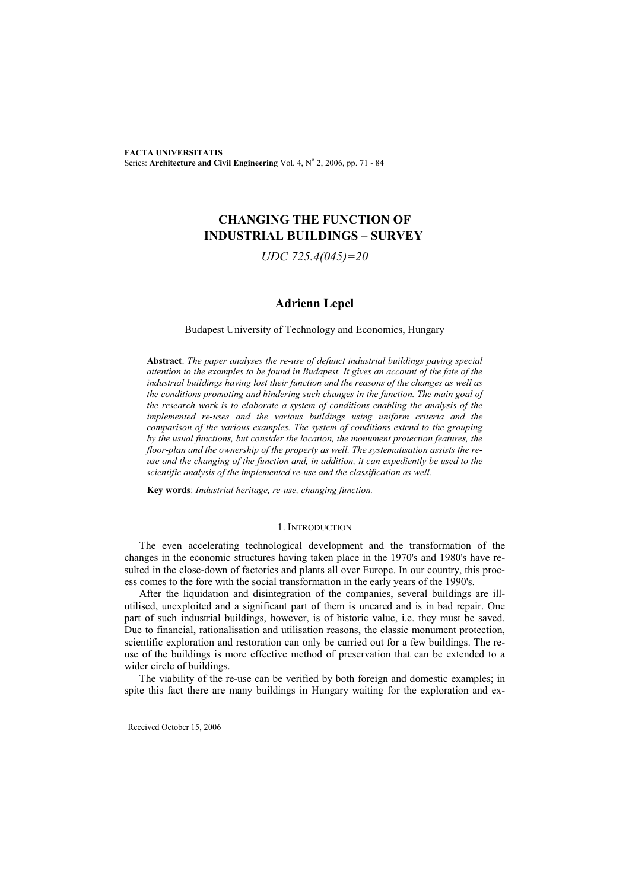# CHANGING THE FUNCTION OF INDUSTRIAL BUILDINGS – SURVEY

*UDC 725.4(045)=20*

## Adrienn Lepel

Budapest University of Technology and Economics, Hungary

**Abstract**. *The paper analyses the re-use of defunct industrial buildings paying special attention to the examples to be found in Budapest. It gives an account of the fate of the industrial buildings having lost their function and the reasons of the changes as well as the conditions promoting and hindering such changes in the function. The main goal of the research work is to elaborate a system of conditions enabling the analysis of the implemented re-uses and the various buildings using uniform criteria and the comparison of the various examples. The system of conditions extend to the grouping by the usual functions, but consider the location, the monument protection features, the floor-plan and the ownership of the property as well. The systematisation assists the re-use and the changing of the function and, in addition, it can expediently be used to the scientific analysis of the implemented re-use and the classification as well.*

**Key words**: *Industrial heritage, re-use, changing function.*

## 1. INTRODUCTION

The even accelerating technological development and the transformation of the changes in the economic structures having taken place in the 1970's and 1980's have resulted in the close-down of factories and plants all over Europe. In our country, this process comes to the fore with the social transformation in the early years of the 1990's.

After the liquidation and disintegration of the companies, several buildings are ill-utilised, unexploited and a significant part of them is uncared and is in bad repair. One part of such industrial buildings, however, is of historic value, i.e. they must be saved. Due to financial, rationalisation and utilisation reasons, the classic monument protection, scientific exploration and restoration can only be carried out for a few buildings. The re-use of the buildings is more effective method of preservation that can be extended to a wider circle of buildings.

The viability of the re-use can be verified by both foreign and domestic examples; in spite this fact there are many buildings in Hungary waiting for the exploration and ex-

Received October 15, 2006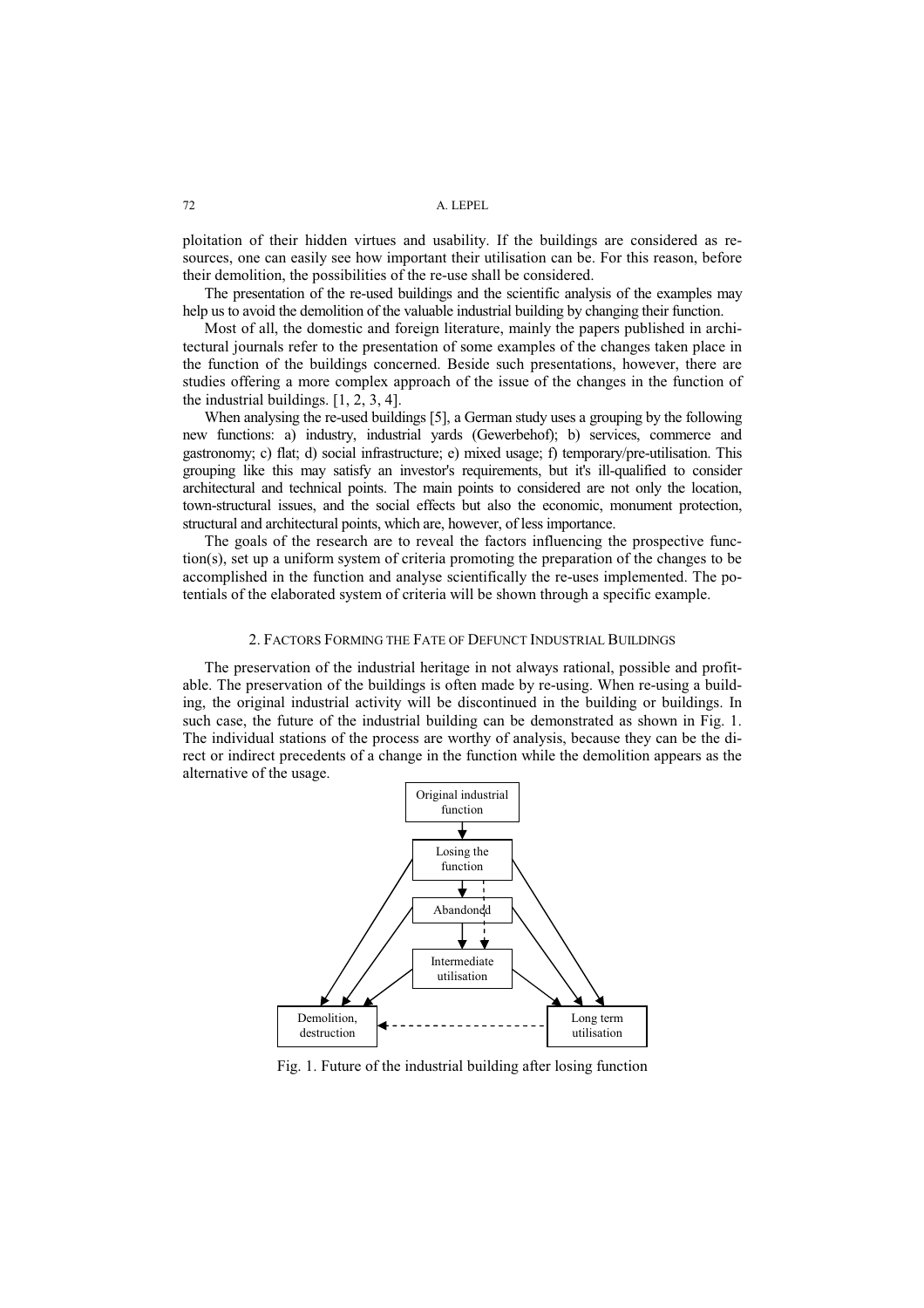ploitation of their hidden virtues and usability. If the buildings are considered as resources, one can easily see how important their utilisation can be. For this reason, before their demolition, the possibilities of the re-use shall be considered.

The presentation of the re-used buildings and the scientific analysis of the examples may help us to avoid the demolition of the valuable industrial building by changing their function.

Most of all, the domestic and foreign literature, mainly the papers published in architectural journals refer to the presentation of some examples of the changes taken place in the function of the buildings concerned. Beside such presentations, however, there are studies offering a more complex approach of the issue of the changes in the function of the industrial buildings. [1, 2, 3, 4].

When analysing the re-used buildings [5], a German study uses a grouping by the following new functions: a) industry, industrial yards (Gewerbehof); b) services, commerce and gastronomy; c) flat; d) social infrastructure; e) mixed usage; f) temporary/pre-utilisation. This grouping like this may satisfy an investor's requirements, but it's ill-qualified to consider architectural and technical points. The main points to considered are not only the location, town-structural issues, and the social effects but also the economic, monument protection, structural and architectural points, which are, however, of less importance.

The goals of the research are to reveal the factors influencing the prospective function(s), set up a uniform system of criteria promoting the preparation of the changes to be accomplished in the function and analyse scientifically the re-uses implemented. The potentials of the elaborated system of criteria will be shown through a specific example.

## 2. Factors Forming the Fate of Defunct Industrial Buildings

The preservation of the industrial heritage in not always rational, possible and profitable. The preservation of the buildings is often made by re-using. When re-using a building, the original industrial activity will be discontinued in the building or buildings. In such case, the future of the industrial building can be demonstrated as shown in Fig. 1. The individual stations of the process are worthy of analysis, because they can be the direct or indirect precedents of a change in the function while the demolition appears as the alternative of the usage.

Original industrial function

Losing the function

Abandoned

Intermediate utilisation

Demolition, destruction

Long term utilisation

Fig. 1. Future of the industrial building after losing function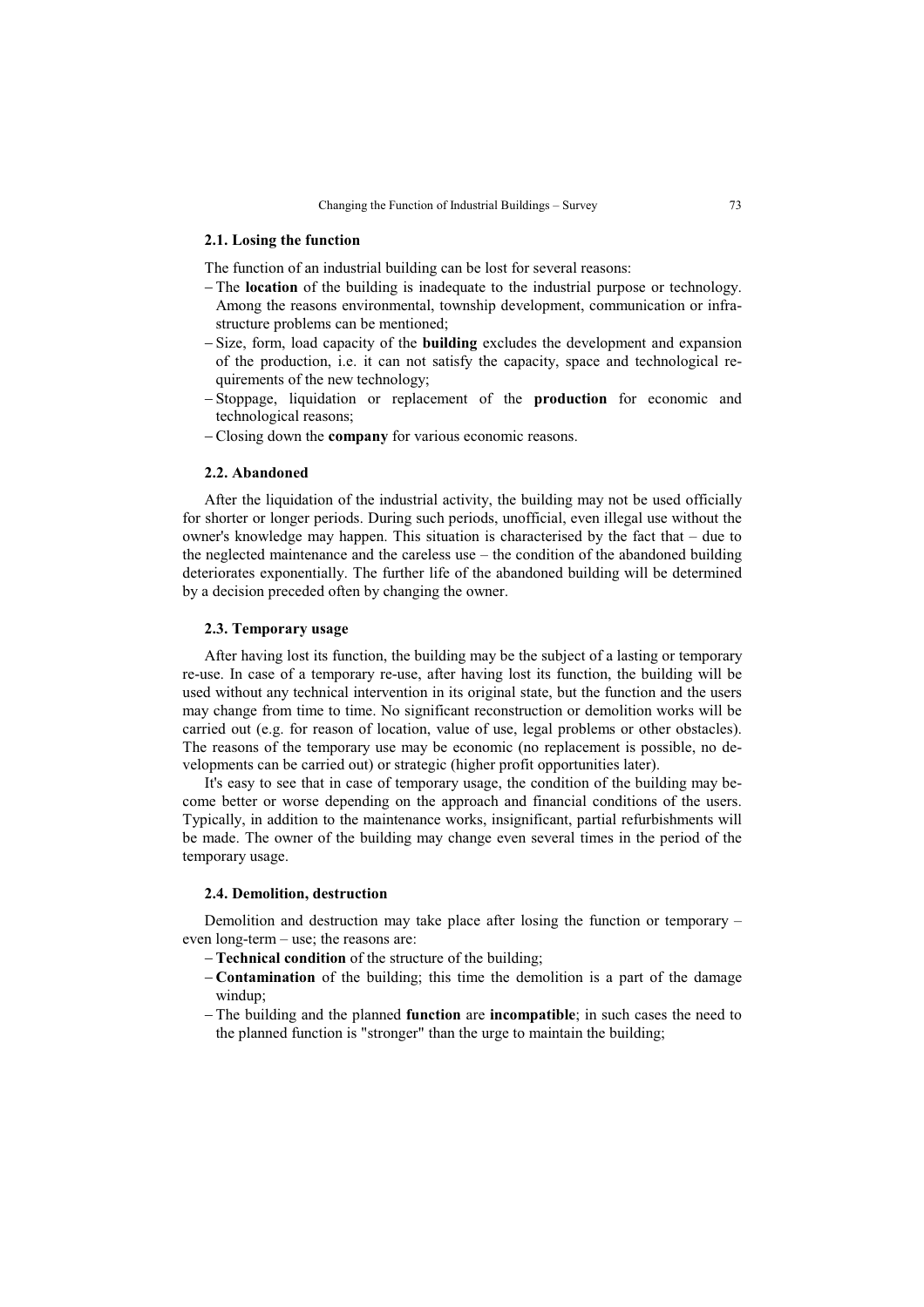### 2.1. Losing the function

The function of an industrial building can be lost for several reasons:

- The **location** of the building is inadequate to the industrial purpose or technology. Among the reasons environmental, township development, communication or infrastructure problems can be mentioned;
- Size, form, load capacity of the **building** excludes the development and expansion of the production, i.e. it can not satisfy the capacity, space and technological requirements of the new technology;
- Stoppage, liquidation or replacement of the **production** for economic and technological reasons;
- Closing down the **company** for various economic reasons.

### 2.2. Abandoned

After the liquidation of the industrial activity, the building may not be used officially for shorter or longer periods. During such periods, unofficial, even illegal use without the owner's knowledge may happen. This situation is characterised by the fact that – due to the neglected maintenance and the careless use – the condition of the abandoned building deteriorates exponentially. The further life of the abandoned building will be determined by a decision preceded often by changing the owner.

### 2.3. Temporary usage

After having lost its function, the building may be the subject of a lasting or temporary re-use. In case of a temporary re-use, after having lost its function, the building will be used without any technical intervention in its original state, but the function and the users may change from time to time. No significant reconstruction or demolition works will be carried out (e.g. for reason of location, value of use, legal problems or other obstacles). The reasons of the temporary use may be economic (no replacement is possible, no developments can be carried out) or strategic (higher profit opportunities later).

It's easy to see that in case of temporary usage, the condition of the building may become better or worse depending on the approach and financial conditions of the users. Typically, in addition to the maintenance works, insignificant, partial refurbishments will be made. The owner of the building may change even several times in the period of the temporary usage.

### 2.4. Demolition, destruction

Demolition and destruction may take place after losing the function or temporary – even long-term – use; the reasons are:

- **Technical condition** of the structure of the building;
- **Contamination** of the building; this time the demolition is a part of the damage windup;
- The building and the planned **function** are **incompatible**; in such cases the need to the planned function is "stronger" than the urge to maintain the building;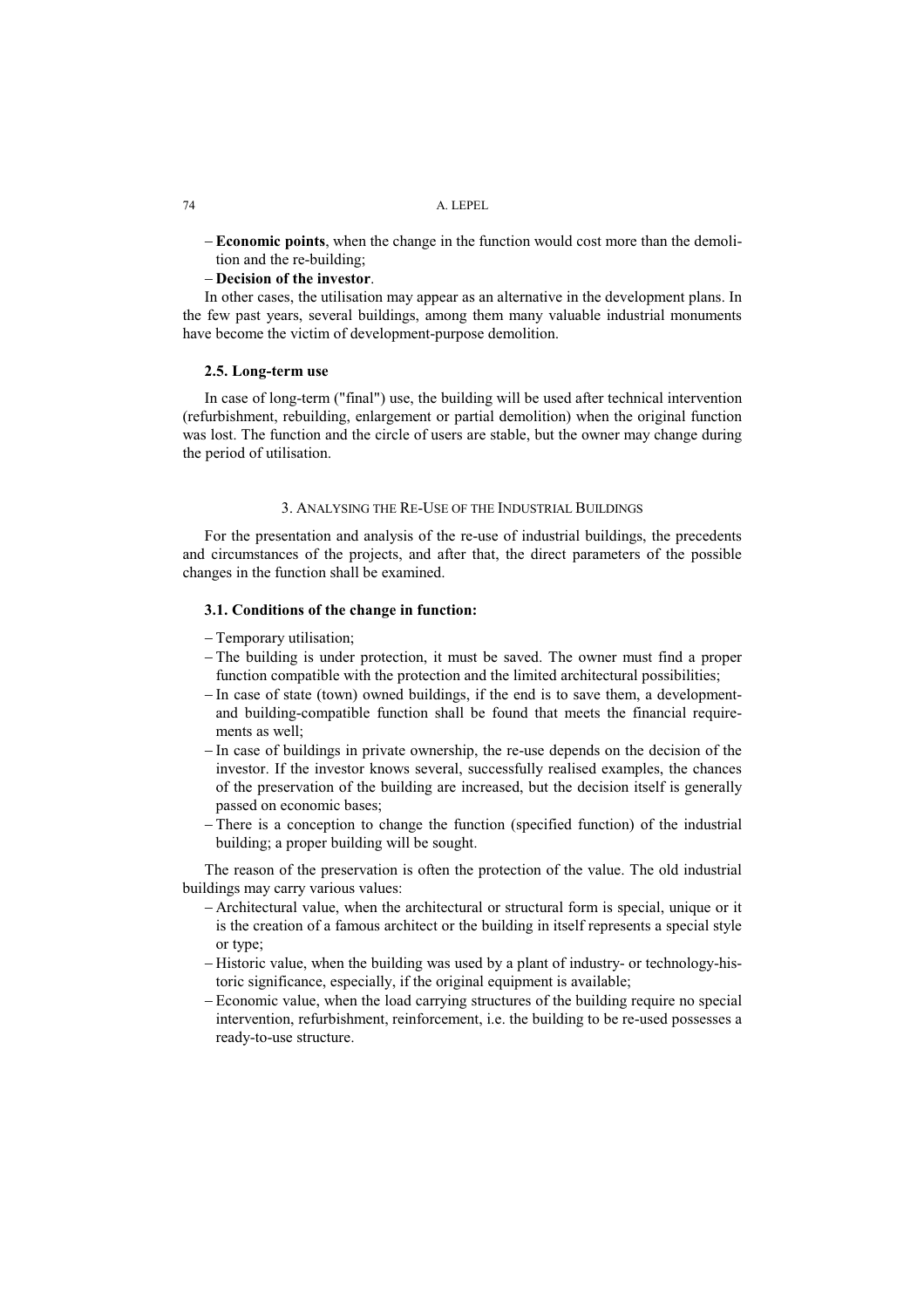- **Economic points**, when the change in the function would cost more than the demolition and the re-building;
- **Decision of the investor**.

In other cases, the utilisation may appear as an alternative in the development plans. In the few past years, several buildings, among them many valuable industrial monuments have become the victim of development-purpose demolition.

### 2.5. Long-term use

In case of long-term ("final") use, the building will be used after technical intervention (refurbishment, rebuilding, enlargement or partial demolition) when the original function was lost. The function and the circle of users are stable, but the owner may change during the period of utilisation.

## 3. Analysing the Re-Use of the Industrial Buildings

For the presentation and analysis of the re-use of industrial buildings, the precedents and circumstances of the projects, and after that, the direct parameters of the possible changes in the function shall be examined.

### 3.1. Conditions of the change in function:

- Temporary utilisation;
- The building is under protection, it must be saved. The owner must find a proper function compatible with the protection and the limited architectural possibilities;
- In case of state (town) owned buildings, if the end is to save them, a development- and building-compatible function shall be found that meets the financial requirements as well;
- In case of buildings in private ownership, the re-use depends on the decision of the investor. If the investor knows several, successfully realised examples, the chances of the preservation of the building are increased, but the decision itself is generally passed on economic bases;
- There is a conception to change the function (specified function) of the industrial building; a proper building will be sought.

The reason of the preservation is often the protection of the value. The old industrial buildings may carry various values:

- Architectural value, when the architectural or structural form is special, unique or it is the creation of a famous architect or the building in itself represents a special style or type;
- Historic value, when the building was used by a plant of industry- or technology-historic significance, especially, if the original equipment is available;
- Economic value, when the load carrying structures of the building require no special intervention, refurbishment, reinforcement, i.e. the building to be re-used possesses a ready-to-use structure.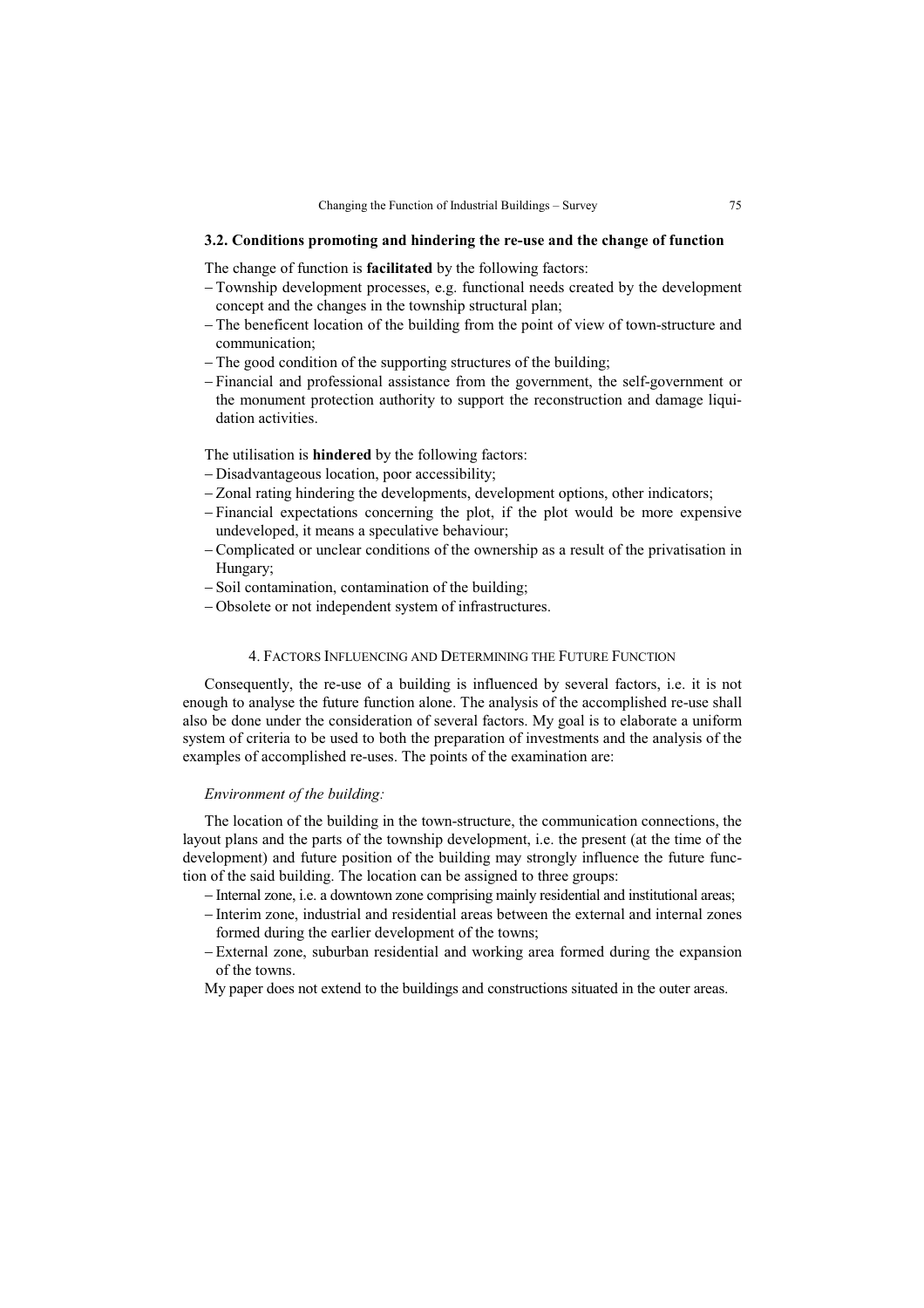### 3.2. Conditions promoting and hindering the re-use and the change of function

The change of function is **facilitated** by the following factors:

- Township development processes, e.g. functional needs created by the development concept and the changes in the township structural plan;
- The beneficent location of the building from the point of view of town-structure and communication;
- The good condition of the supporting structures of the building;
- Financial and professional assistance from the government, the self-government or the monument protection authority to support the reconstruction and damage liquidation activities.

The utilisation is **hindered** by the following factors:

- Disadvantageous location, poor accessibility;
- Zonal rating hindering the developments, development options, other indicators;
- Financial expectations concerning the plot, if the plot would be more expensive undeveloped, it means a speculative behaviour;
- Complicated or unclear conditions of the ownership as a result of the privatisation in Hungary;
- Soil contamination, contamination of the building;
- Obsolete or not independent system of infrastructures.

## 4. Factors Influencing and Determining the Future Function

Consequently, the re-use of a building is influenced by several factors, i.e. it is not enough to analyse the future function alone. The analysis of the accomplished re-use shall also be done under the consideration of several factors. My goal is to elaborate a uniform system of criteria to be used to both the preparation of investments and the analysis of the examples of accomplished re-uses. The points of the examination are:

*Environment of the building:*

The location of the building in the town-structure, the communication connections, the layout plans and the parts of the township development, i.e. the present (at the time of the development) and future position of the building may strongly influence the future function of the said building. The location can be assigned to three groups:

- Internal zone, i.e. a downtown zone comprising mainly residential and institutional areas;
- Interim zone, industrial and residential areas between the external and internal zones formed during the earlier development of the towns;
- External zone, suburban residential and working area formed during the expansion of the towns.

My paper does not extend to the buildings and constructions situated in the outer areas.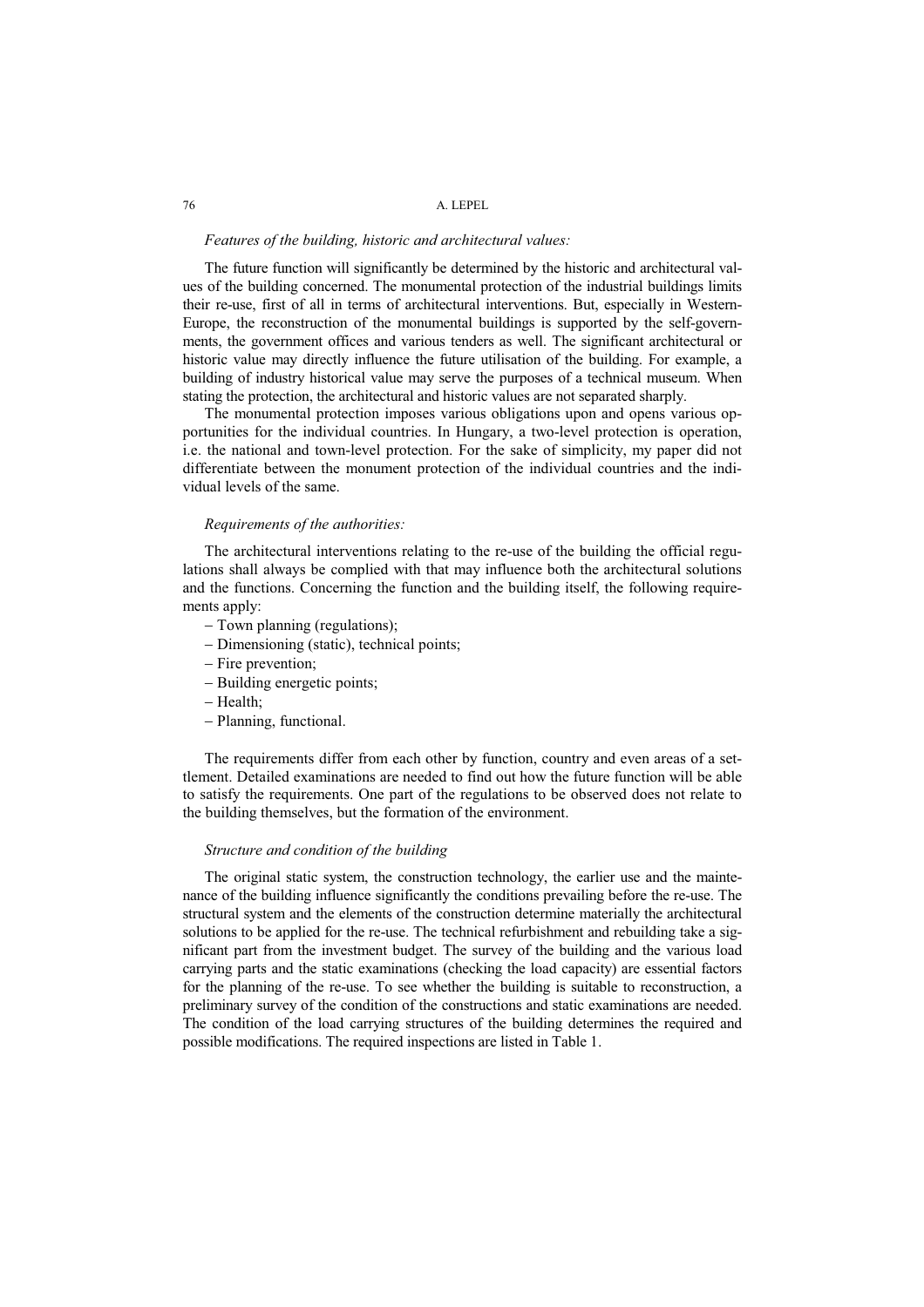*Features of the building, historic and architectural values:*

The future function will significantly be determined by the historic and architectural values of the building concerned. The monumental protection of the industrial buildings limits their re-use, first of all in terms of architectural interventions. But, especially in Western-Europe, the reconstruction of the monumental buildings is supported by the self-governments, the government offices and various tenders as well. The significant architectural or historic value may directly influence the future utilisation of the building. For example, a building of industry historical value may serve the purposes of a technical museum. When stating the protection, the architectural and historic values are not separated sharply.

The monumental protection imposes various obligations upon and opens various opportunities for the individual countries. In Hungary, a two-level protection is operation, i.e. the national and town-level protection. For the sake of simplicity, my paper did not differentiate between the monument protection of the individual countries and the individual levels of the same.

*Requirements of the authorities:*

The architectural interventions relating to the re-use of the building the official regulations shall always be complied with that may influence both the architectural solutions and the functions. Concerning the function and the building itself, the following requirements apply:

- Town planning (regulations);
- Dimensioning (static), technical points;
- Fire prevention;
- Building energetic points;
- Health;
- Planning, functional.

The requirements differ from each other by function, country and even areas of a settlement. Detailed examinations are needed to find out how the future function will be able to satisfy the requirements. One part of the regulations to be observed does not relate to the building themselves, but the formation of the environment.

*Structure and condition of the building*

The original static system, the construction technology, the earlier use and the maintenance of the building influence significantly the conditions prevailing before the re-use. The structural system and the elements of the construction determine materially the architectural solutions to be applied for the re-use. The technical refurbishment and rebuilding take a significant part from the investment budget. The survey of the building and the various load carrying parts and the static examinations (checking the load capacity) are essential factors for the planning of the re-use. To see whether the building is suitable to reconstruction, a preliminary survey of the condition of the constructions and static examinations are needed. The condition of the load carrying structures of the building determines the required and possible modifications. The required inspections are listed in Table 1.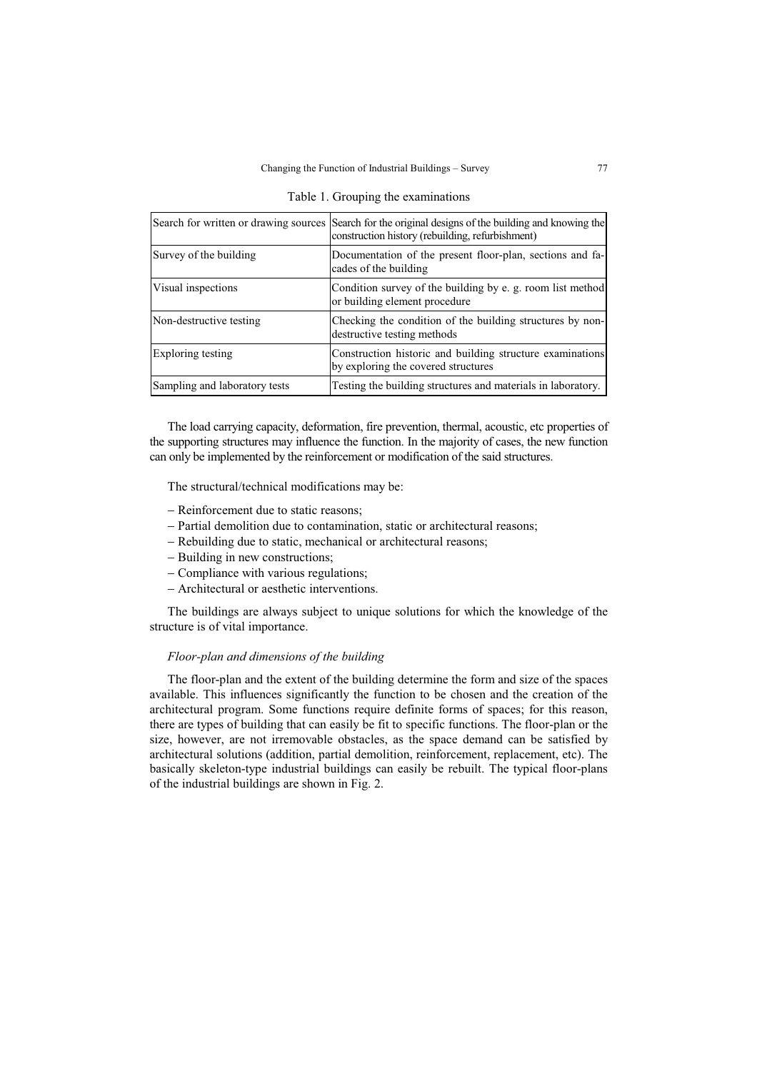Table 1. Grouping the examinations

| | |
|---|---|
| Search for written or drawing sources | Search for the original designs of the building and knowing the construction history (rebuilding, refurbishment) |
| Survey of the building | Documentation of the present floor-plan, sections and facades of the building |
| Visual inspections | Condition survey of the building by e. g. room list method or building element procedure |
| Non-destructive testing | Checking the condition of the building structures by non-destructive testing methods |
| Exploring testing | Construction historic and building structure examinations by exploring the covered structures |
| Sampling and laboratory tests | Testing the building structures and materials in laboratory. |

The load carrying capacity, deformation, fire prevention, thermal, acoustic, etc properties of the supporting structures may influence the function. In the majority of cases, the new function can only be implemented by the reinforcement or modification of the said structures.

The structural/technical modifications may be:

- Reinforcement due to static reasons;
- Partial demolition due to contamination, static or architectural reasons;
- Rebuilding due to static, mechanical or architectural reasons;
- Building in new constructions;
- Compliance with various regulations;
- Architectural or aesthetic interventions.

The buildings are always subject to unique solutions for which the knowledge of the structure is of vital importance.

*Floor-plan and dimensions of the building*

The floor-plan and the extent of the building determine the form and size of the spaces available. This influences significantly the function to be chosen and the creation of the architectural program. Some functions require definite forms of spaces; for this reason, there are types of building that can easily be fit to specific functions. The floor-plan or the size, however, are not irremovable obstacles, as the space demand can be satisfied by architectural solutions (addition, partial demolition, reinforcement, replacement, etc). The basically skeleton-type industrial buildings can easily be rebuilt. The typical floor-plans of the industrial buildings are shown in Fig. 2.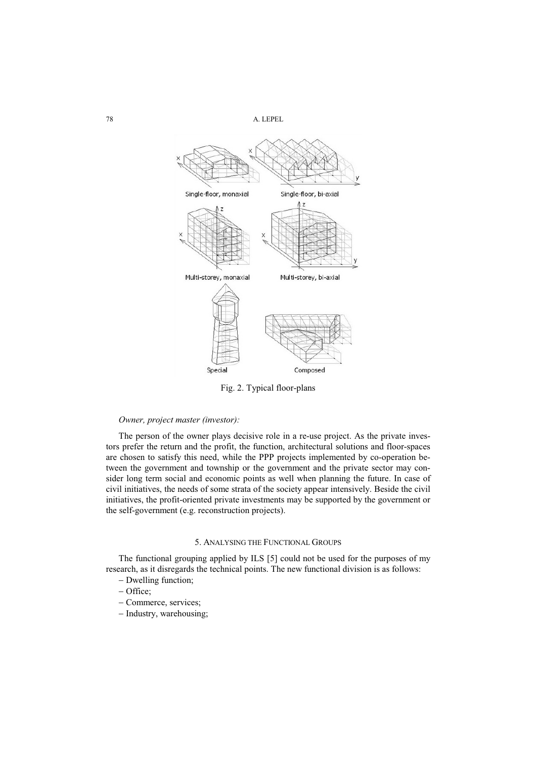Fig. 2. Typical floor-plans

*Owner, project master (investor):*

The person of the owner plays decisive role in a re-use project. As the private investors prefer the return and the profit, the function, architectural solutions and floor-spaces are chosen to satisfy this need, while the PPP projects implemented by co-operation between the government and township or the government and the private sector may consider long term social and economic points as well when planning the future. In case of civil initiatives, the needs of some strata of the society appear intensively. Beside the civil initiatives, the profit-oriented private investments may be supported by the government or the self-government (e.g. reconstruction projects).

## 5. Analysing the Functional Groups

The functional grouping applied by ILS [5] could not be used for the purposes of my research, as it disregards the technical points. The new functional division is as follows:

- Dwelling function;
- Office;
- Commerce, services;
- Industry, warehousing;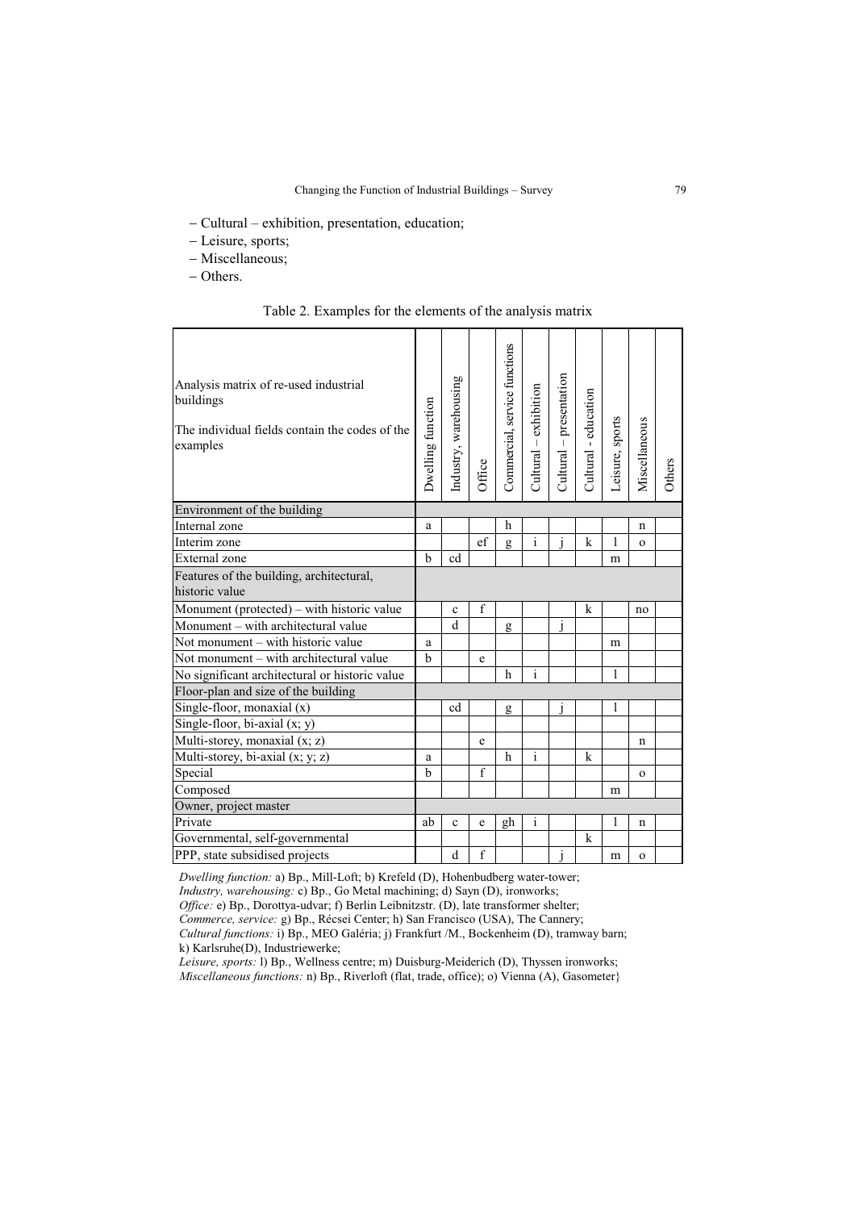– Cultural – exhibition, presentation, education;
– Leisure, sports;
– Miscellaneous;
– Others.

Table 2. Examples for the elements of the analysis matrix

| Analysis matrix of re-used industrial buildings<br>The individual fields contain the codes of the examples | Dwelling function | Industry, warehousing | Office | Commercial, service functions | Cultural – exhibition | Cultural – presentation | Cultural - education | Leisure, sports | Miscellaneous | Others |
|---|---|---|---|---|---|---|---|---|---|---|
| Environment of the building | | | | | | | | | | |
| Internal zone | a | | | h | | | | | n | |
| Interim zone | | | ef | g | i | j | k | l | o | |
| External zone | b | cd | | | | | | m | | |
| Features of the building, architectural, historic value | | | | | | | | | | |
| Monument (protected) – with historic value | | c | f | | | | k | | no | |
| Monument – with architectural value | | d | | g | | j | | | | |
| Not monument – with historic value | a | | | | | | | m | | |
| Not monument – with architectural value | b | | e | | | | | | | |
| No significant architectural or historic value | | | | h | i | | | l | | |
| Floor-plan and size of the building | | | | | | | | | | |
| Single-floor, monaxial (x) | | cd | | g | | j | | l | | |
| Single-floor, bi-axial (x; y) | | | | | | | | | | |
| Multi-storey, monaxial (x; z) | | | e | | | | | | n | |
| Multi-storey, bi-axial (x; y; z) | a | | | h | i | | k | | | |
| Special | b | | f | | | | | | o | |
| Composed | | | | | | | | m | | |
| Owner, project master | | | | | | | | | | |
| Private | ab | c | e | gh | i | | | l | n | |
| Governmental, self-governmental | | | | | | | k | | | |
| PPP, state subsidised projects | | d | f | | | j | | m | o | |

*Dwelling function:* a) Bp., Mill-Loft; b) Krefeld (D), Hohenbudberg water-tower;
*Industry, warehousing:* c) Bp., Go Metal machining; d) Sayn (D), ironworks;
*Office:* e) Bp., Dorottya-udvar; f) Berlin Leibnitzstr. (D), late transformer shelter;
*Commerce, service:* g) Bp., Récsei Center; h) San Francisco (USA), The Cannery;
*Cultural functions:* i) Bp., MEO Galéria; j) Frankfurt /M., Bockenheim (D), tramway barn;
k) Karlsruhe(D), Industriewerke;
*Leisure, sports:* l) Bp., Wellness centre; m) Duisburg-Meiderich (D), Thyssen ironworks;
*Miscellaneous functions:* n) Bp., Riverloft (flat, trade, office); o) Vienna (A), Gasometer}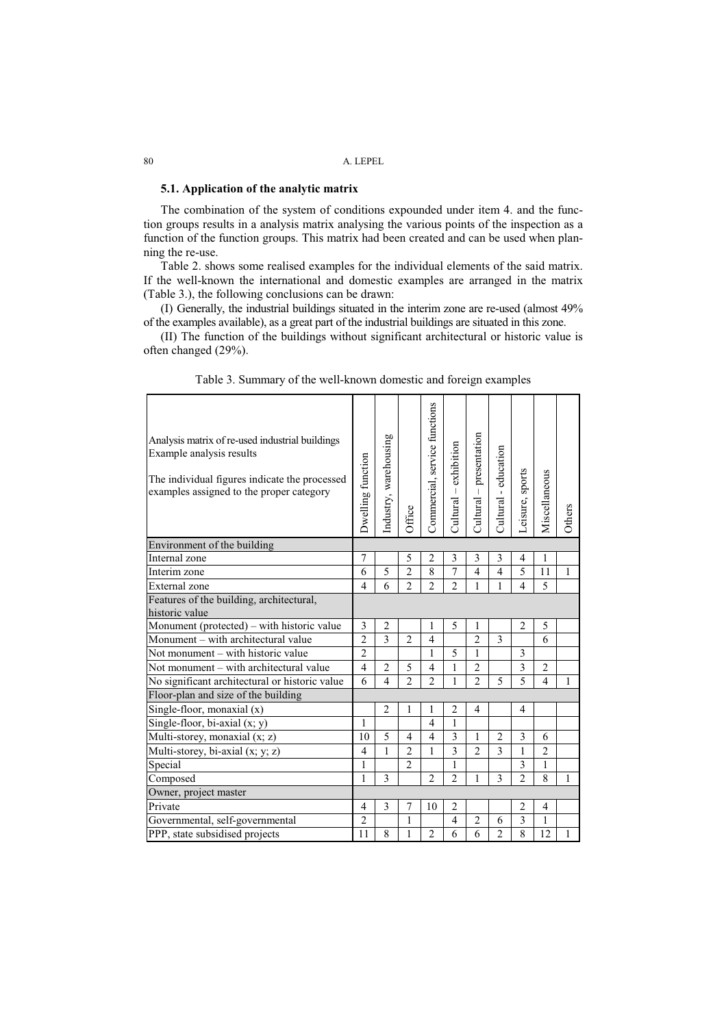### 5.1. Application of the analytic matrix

The combination of the system of conditions expounded under item 4. and the function groups results in a analysis matrix analysing the various points of the inspection as a function of the function groups. This matrix had been created and can be used when planning the re-use.

Table 2. shows some realised examples for the individual elements of the said matrix. If the well-known the international and domestic examples are arranged in the matrix (Table 3.), the following conclusions can be drawn:

(I) Generally, the industrial buildings situated in the interim zone are re-used (almost 49% of the examples available), as a great part of the industrial buildings are situated in this zone.

(II) The function of the buildings without significant architectural or historic value is often changed (29%).

Table 3. Summary of the well-known domestic and foreign examples

| Analysis matrix of re-used industrial buildings<br>Example analysis results<br><br>The individual figures indicate the processed examples assigned to the proper category | Dwelling function | Industry, warehousing | Office | Commercial, service functions | Cultural – exhibition | Cultural – presentation | Cultural - education | Leisure, sports | Miscellaneous | Others |
|---|---|---|---|---|---|---|---|---|---|---|
| Environment of the building | | | | | | | | | | |
| Internal zone | 7 | | 5 | 2 | 3 | 3 | 3 | 4 | 1 | |
| Interim zone | 6 | 5 | 2 | 8 | 7 | 4 | 4 | 5 | 11 | 1 |
| External zone | 4 | 6 | 2 | 2 | 2 | 1 | 1 | 4 | 5 | |
| Features of the building, architectural, historic value | | | | | | | | | | |
| Monument (protected) – with historic value | 3 | 2 | | 1 | 5 | 1 | | 2 | 5 | |
| Monument – with architectural value | 2 | 3 | 2 | 4 | | 2 | 3 | | 6 | |
| Not monument – with historic value | 2 | | | 1 | 5 | 1 | | 3 | | |
| Not monument – with architectural value | 4 | 2 | 5 | 4 | 1 | 2 | | 3 | 2 | |
| No significant architectural or historic value | 6 | 4 | 2 | 2 | 1 | 2 | 5 | 5 | 4 | 1 |
| Floor-plan and size of the building | | | | | | | | | | |
| Single-floor, monaxial (x) | | 2 | 1 | 1 | 2 | 4 | | 4 | | |
| Single-floor, bi-axial (x; y) | 1 | | | 4 | 1 | | | | | |
| Multi-storey, monaxial (x; z) | 10 | 5 | 4 | 4 | 3 | 1 | 2 | 3 | 6 | |
| Multi-storey, bi-axial (x; y; z) | 4 | 1 | 2 | 1 | 3 | 2 | 3 | 1 | 2 | |
| Special | 1 | | 2 | | 1 | | | 3 | 1 | |
| Composed | 1 | 3 | | 2 | 2 | 1 | 3 | 2 | 8 | 1 |
| Owner, project master | | | | | | | | | | |
| Private | 4 | 3 | 7 | 10 | 2 | | | 2 | 4 | |
| Governmental, self-governmental | 2 | | 1 | | 4 | 2 | 6 | 3 | 1 | |
| PPP, state subsidised projects | 11 | 8 | 1 | 2 | 6 | 6 | 2 | 8 | 12 | 1 |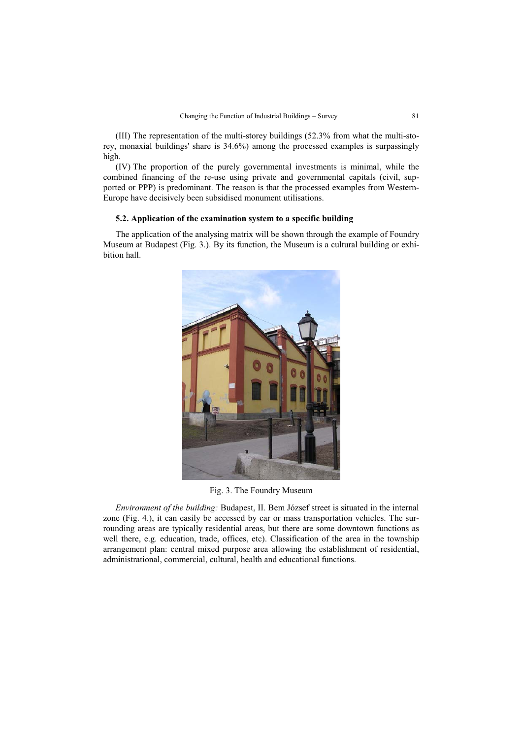(III) The representation of the multi-storey buildings (52.3% from what the multi-storey, monaxial buildings' share is 34.6%) among the processed examples is surpassingly high.

(IV) The proportion of the purely governmental investments is minimal, while the combined financing of the re-use using private and governmental capitals (civil, supported or PPP) is predominant. The reason is that the processed examples from Western-Europe have decisively been subsidised monument utilisations.

### 5.2. Application of the examination system to a specific building

The application of the analysing matrix will be shown through the example of Foundry Museum at Budapest (Fig. 3.). By its function, the Museum is a cultural building or exhibition hall.

Fig. 3. The Foundry Museum

*Environment of the building:* Budapest, II. Bem József street is situated in the internal zone (Fig. 4.), it can easily be accessed by car or mass transportation vehicles. The surrounding areas are typically residential areas, but there are some downtown functions as well there, e.g. education, trade, offices, etc). Classification of the area in the township arrangement plan: central mixed purpose area allowing the establishment of residential, administrational, commercial, cultural, health and educational functions.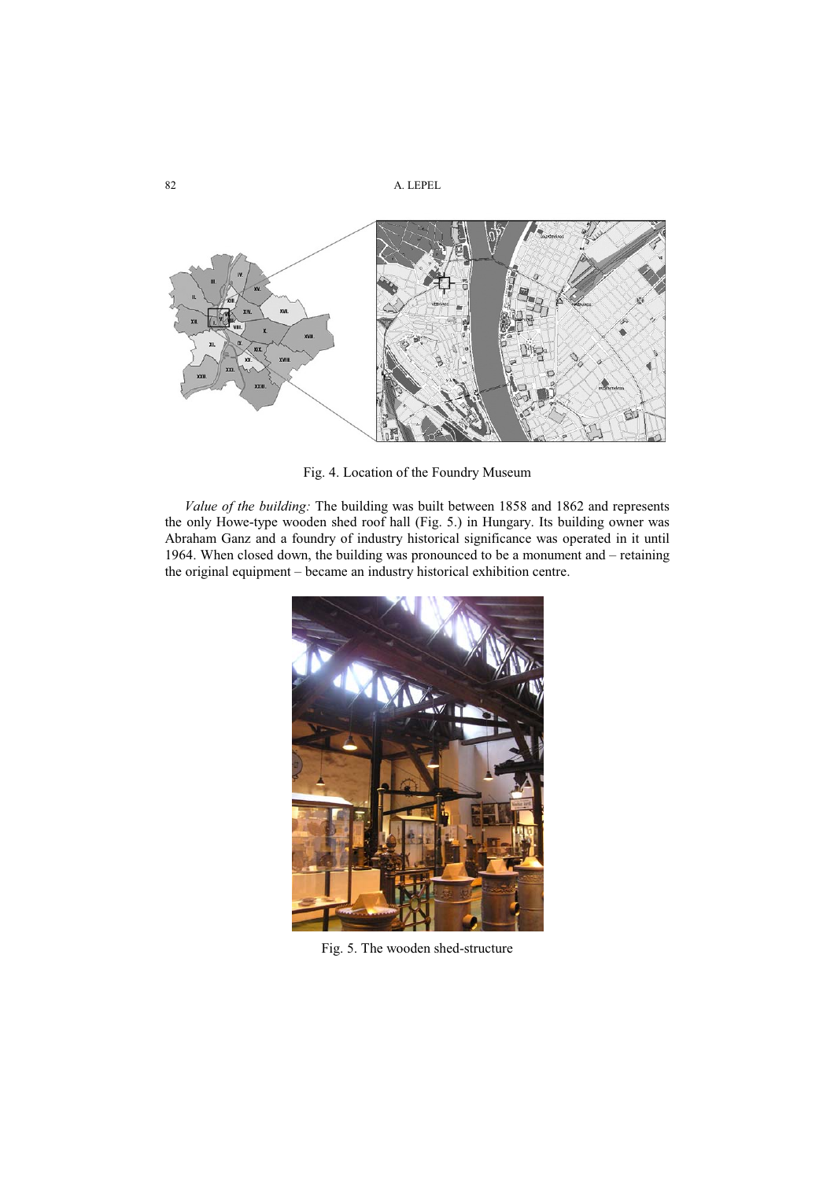Fig. 4. Location of the Foundry Museum

*Value of the building:* The building was built between 1858 and 1862 and represents the only Howe-type wooden shed roof hall (Fig. 5.) in Hungary. Its building owner was Abraham Ganz and a foundry of industry historical significance was operated in it until 1964. When closed down, the building was pronounced to be a monument and – retaining the original equipment – became an industry historical exhibition centre.

Fig. 5. The wooden shed-structure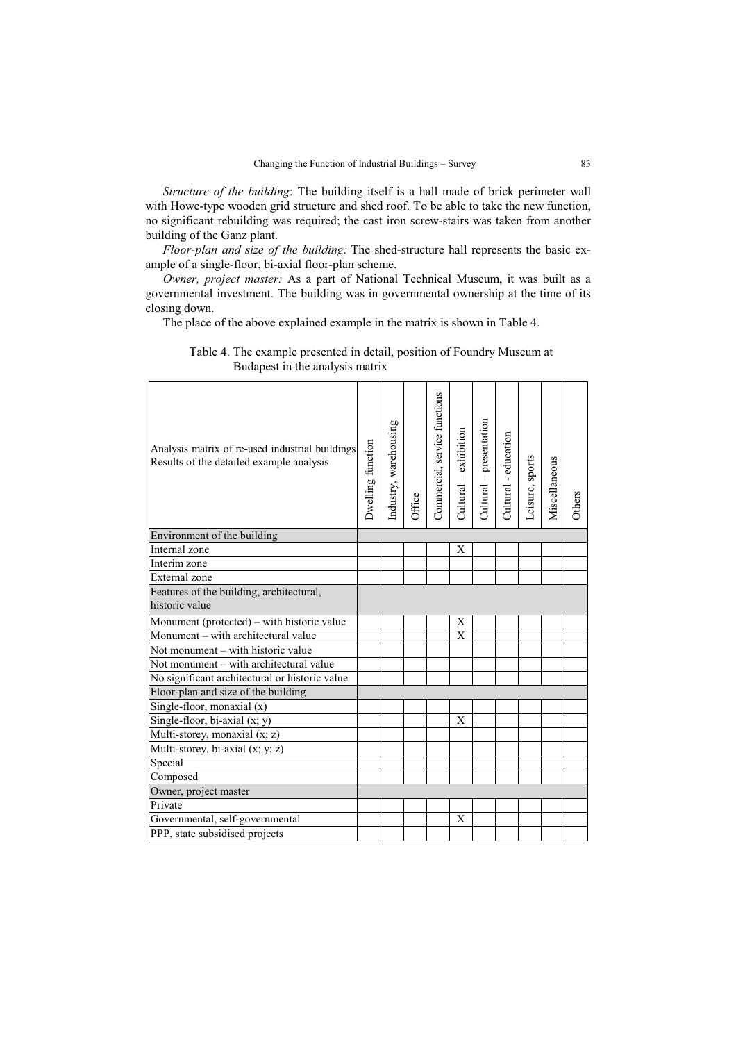*Structure of the building*: The building itself is a hall made of brick perimeter wall with Howe-type wooden grid structure and shed roof. To be able to take the new function, no significant rebuilding was required; the cast iron screw-stairs was taken from another building of the Ganz plant.

*Floor-plan and size of the building:* The shed-structure hall represents the basic example of a single-floor, bi-axial floor-plan scheme.

*Owner, project master:* As a part of National Technical Museum, it was built as a governmental investment. The building was in governmental ownership at the time of its closing down.

The place of the above explained example in the matrix is shown in Table 4.

Table 4. The example presented in detail, position of Foundry Museum at Budapest in the analysis matrix

| Analysis matrix of re-used industrial buildings Results of the detailed example analysis | Dwelling function | Industry, warehousing | Office | Commercial, service functions | Cultural – exhibition | Cultural – presentation | Cultural - education | Leisure, sports | Miscellaneous | Others |
|---|---|---|---|---|---|---|---|---|---|---|
| Environment of the building | | | | | | | | | | |
| Internal zone | | | | | X | | | | | |
| Interim zone | | | | | | | | | | |
| External zone | | | | | | | | | | |
| Features of the building, architectural, historic value | | | | | | | | | | |
| Monument (protected) – with historic value | | | | | X | | | | | |
| Monument – with architectural value | | | | | X | | | | | |
| Not monument – with historic value | | | | | | | | | | |
| Not monument – with architectural value | | | | | | | | | | |
| No significant architectural or historic value | | | | | | | | | | |
| Floor-plan and size of the building | | | | | | | | | | |
| Single-floor, monaxial (x) | | | | | | | | | | |
| Single-floor, bi-axial (x; y) | | | | | X | | | | | |
| Multi-storey, monaxial (x; z) | | | | | | | | | | |
| Multi-storey, bi-axial (x; y; z) | | | | | | | | | | |
| Special | | | | | | | | | | |
| Composed | | | | | | | | | | |
| Owner, project master | | | | | | | | | | |
| Private | | | | | | | | | | |
| Governmental, self-governmental | | | | | X | | | | | |
| PPP, state subsidised projects | | | | | | | | | | |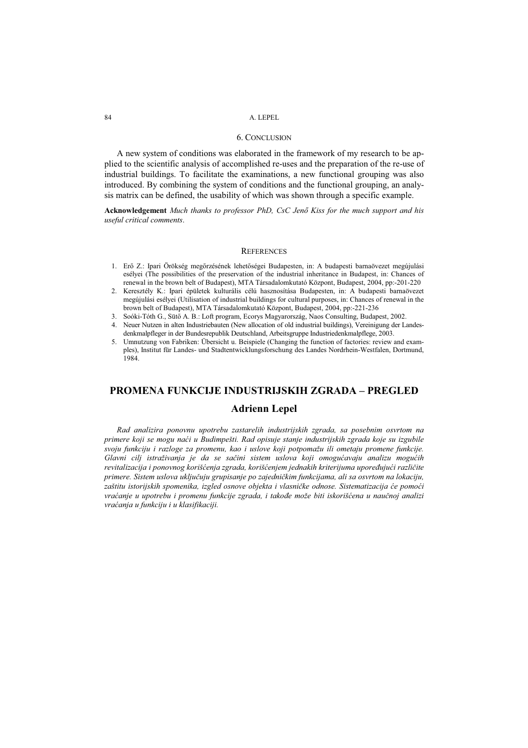## 6. Conclusion

A new system of conditions was elaborated in the framework of my research to be applied to the scientific analysis of accomplished re-uses and the preparation of the re-use of industrial buildings. To facilitate the examinations, a new functional grouping was also introduced. By combining the system of conditions and the functional grouping, an analysis matrix can be defined, the usability of which was shown through a specific example.

**Acknowledgement** *Much thanks to professor PhD, CsC Jenő Kiss for the much support and his useful critical comments*.

## References

1. Erő Z.: Ipari Örökség megőrzésének lehetőségei Budapesten, in: A budapesti barnaövezet megújulási esélyei (The possibilities of the preservation of the industrial inheritance in Budapest, in: Chances of renewal in the brown belt of Budapest), MTA Társadalomkutató Központ, Budapest, 2004, pp:-201-220
2. Keresztély K.: Ipari épületek kulturális célú hasznosítása Budapesten, in: A budapesti barnaövezet megújulási esélyei (Utilisation of industrial buildings for cultural purposes, in: Chances of renewal in the brown belt of Budapest), MTA Társadalomkutató Központ, Budapest, 2004, pp:-221-236
3. Soóki-Tóth G., Sütő A. B.: Loft program, Ecorys Magyarország, Naos Consulting, Budapest, 2002.
4. Neuer Nutzen in alten Industriebauten (New allocation of old industrial buildings), Vereinigung der Landesdenkmalpfleger in der Bundesrepublik Deutschland, Arbeitsgruppe Industriedenkmalpflege, 2003.
5. Umnutzung von Fabriken: Übersicht u. Beispiele (Changing the function of factories: review and examples), Institut für Landes- und Stadtentwicklungsforschung des Landes Nordrhein-Westfalen, Dortmund, 1984.

# PROMENA FUNKCIJE INDUSTRIJSKIH ZGRADA – PREGLED

## Adrienn Lepel

*Rad analizira ponovnu upotrebu zastarelih industrijskih zgrada, sa posebnim osvrtom na primere koji se mogu naći u Budimpešti. Rad opisuje stanje industrijskih zgrada koje su izgubile svoju funkciju i razloge za promenu, kao i uslove koji potpomažu ili ometaju promene funkcije. Glavni cilj istraživanja je da se sačini sistem uslova koji omogućavaju analizu mogućih revitalizacija i ponovnog korišćenja zgrada, korišćenjem jednakih kriterijuma upoređujući različite primere. Sistem uslova uključuju grupisanje po zajedničkim funkcijama, ali sa osvrtom na lokaciju, zaštitu istorijskih spomenika, izgled osnove objekta i vlasničke odnose. Sistematizacija će pomoći vraćanje u upotrebu i promenu funkcije zgrada, i takođe može biti iskorišćena u naučnoj analizi vraćanja u funkciju i u klasifikaciji.*